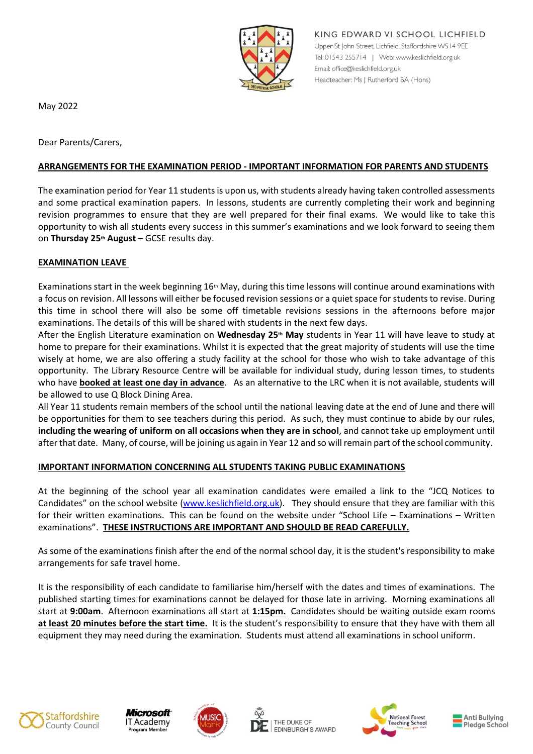KING EDWARD VI SCHOOL LICHFIELD
Upper St John Street, Lichfield, Staffordshire WS14 9EE
Tel: 01543 255714 | Web: www.keslichfield.org.uk
Email: office@keslichfield.org.uk
Headteacher: Ms J Rutherford BA (Hons)

May 2022

Dear Parents/Carers,

**ARRANGEMENTS FOR THE EXAMINATION PERIOD - IMPORTANT INFORMATION FOR PARENTS AND STUDENTS**

The examination period for Year 11 students is upon us, with students already having taken controlled assessments and some practical examination papers. In lessons, students are currently completing their work and beginning revision programmes to ensure that they are well prepared for their final exams. We would like to take this opportunity to wish all students every success in this summer's examinations and we look forward to seeing them on **Thursday 25th August** – GCSE results day.

**EXAMINATION LEAVE**

Examinations start in the week beginning 16th May, during this time lessons will continue around examinations with a focus on revision. All lessons will either be focused revision sessions or a quiet space for students to revise. During this time in school there will also be some off timetable revisions sessions in the afternoons before major examinations. The details of this will be shared with students in the next few days.

After the English Literature examination on **Wednesday 25th May** students in Year 11 will have leave to study at home to prepare for their examinations. Whilst it is expected that the great majority of students will use the time wisely at home, we are also offering a study facility at the school for those who wish to take advantage of this opportunity. The Library Resource Centre will be available for individual study, during lesson times, to students who have **booked at least one day in advance**. As an alternative to the LRC when it is not available, students will be allowed to use Q Block Dining Area.

All Year 11 students remain members of the school until the national leaving date at the end of June and there will be opportunities for them to see teachers during this period. As such, they must continue to abide by our rules, **including the wearing of uniform on all occasions when they are in school**, and cannot take up employment until after that date. Many, of course, will be joining us again in Year 12 and so will remain part of the school community.

**IMPORTANT INFORMATION CONCERNING ALL STUDENTS TAKING PUBLIC EXAMINATIONS**

At the beginning of the school year all examination candidates were emailed a link to the "JCQ Notices to Candidates" on the school website (www.keslichfield.org.uk). They should ensure that they are familiar with this for their written examinations. This can be found on the website under "School Life – Examinations – Written examinations". **THESE INSTRUCTIONS ARE IMPORTANT AND SHOULD BE READ CAREFULLY.**

As some of the examinations finish after the end of the normal school day, it is the student's responsibility to make arrangements for safe travel home.

It is the responsibility of each candidate to familiarise him/herself with the dates and times of examinations. The published starting times for examinations cannot be delayed for those late in arriving. Morning examinations all start at **9:00am**. Afternoon examinations all start at **1:15pm.** Candidates should be waiting outside exam rooms **at least 20 minutes before the start time.** It is the student's responsibility to ensure that they have with them all equipment they may need during the examination. Students must attend all examinations in school uniform.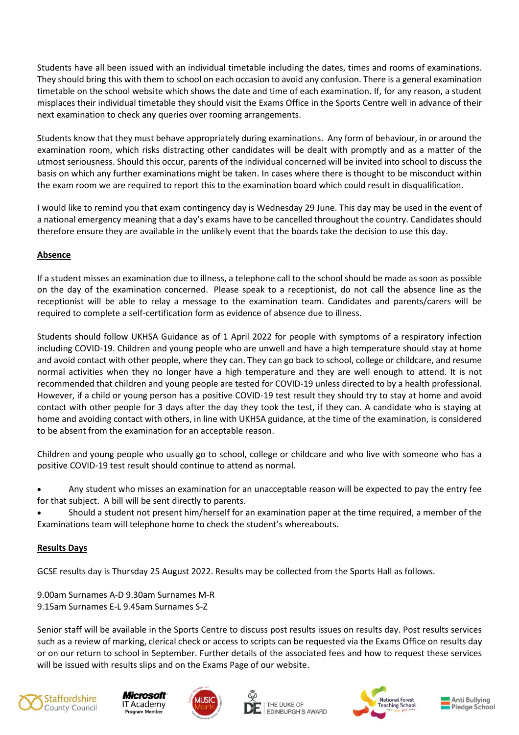Students have all been issued with an individual timetable including the dates, times and rooms of examinations. They should bring this with them to school on each occasion to avoid any confusion. There is a general examination timetable on the school website which shows the date and time of each examination. If, for any reason, a student misplaces their individual timetable they should visit the Exams Office in the Sports Centre well in advance of their next examination to check any queries over rooming arrangements.

Students know that they must behave appropriately during examinations. Any form of behaviour, in or around the examination room, which risks distracting other candidates will be dealt with promptly and as a matter of the utmost seriousness. Should this occur, parents of the individual concerned will be invited into school to discuss the basis on which any further examinations might be taken. In cases where there is thought to be misconduct within the exam room we are required to report this to the examination board which could result in disqualification.

I would like to remind you that exam contingency day is Wednesday 29 June. This day may be used in the event of a national emergency meaning that a day's exams have to be cancelled throughout the country. Candidates should therefore ensure they are available in the unlikely event that the boards take the decision to use this day.

## Absence

If a student misses an examination due to illness, a telephone call to the school should be made as soon as possible on the day of the examination concerned. Please speak to a receptionist, do not call the absence line as the receptionist will be able to relay a message to the examination team. Candidates and parents/carers will be required to complete a self-certification form as evidence of absence due to illness.

Students should follow UKHSA Guidance as of 1 April 2022 for people with symptoms of a respiratory infection including COVID-19. Children and young people who are unwell and have a high temperature should stay at home and avoid contact with other people, where they can. They can go back to school, college or childcare, and resume normal activities when they no longer have a high temperature and they are well enough to attend. It is not recommended that children and young people are tested for COVID-19 unless directed to by a health professional. However, if a child or young person has a positive COVID-19 test result they should try to stay at home and avoid contact with other people for 3 days after the day they took the test, if they can. A candidate who is staying at home and avoiding contact with others, in line with UKHSA guidance, at the time of the examination, is considered to be absent from the examination for an acceptable reason.

Children and young people who usually go to school, college or childcare and who live with someone who has a positive COVID-19 test result should continue to attend as normal.

- Any student who misses an examination for an unacceptable reason will be expected to pay the entry fee for that subject. A bill will be sent directly to parents.
- Should a student not present him/herself for an examination paper at the time required, a member of the Examinations team will telephone home to check the student's whereabouts.

## Results Days

GCSE results day is Thursday 25 August 2022. Results may be collected from the Sports Hall as follows.

9.00am Surnames A-D 9.30am Surnames M-R
9.15am Surnames E-L 9.45am Surnames S-Z

Senior staff will be available in the Sports Centre to discuss post results issues on results day. Post results services such as a review of marking, clerical check or access to scripts can be requested via the Exams Office on results day or on our return to school in September. Further details of the associated fees and how to request these services will be issued with results slips and on the Exams Page of our website.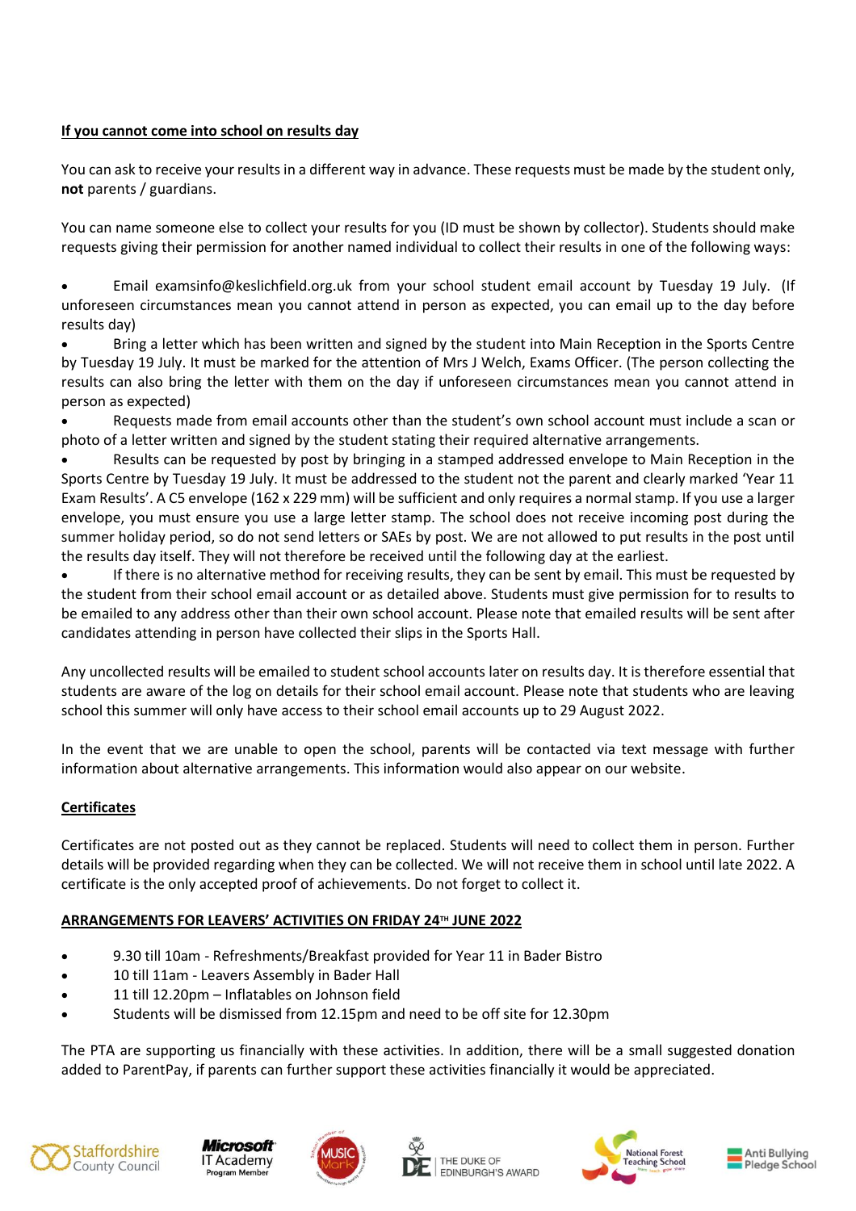**If you cannot come into school on results day**

You can ask to receive your results in a different way in advance. These requests must be made by the student only, **not** parents / guardians.

You can name someone else to collect your results for you (ID must be shown by collector). Students should make requests giving their permission for another named individual to collect their results in one of the following ways:

- Email examsinfo@keslichfield.org.uk from your school student email account by Tuesday 19 July. (If unforeseen circumstances mean you cannot attend in person as expected, you can email up to the day before results day)
- Bring a letter which has been written and signed by the student into Main Reception in the Sports Centre by Tuesday 19 July. It must be marked for the attention of Mrs J Welch, Exams Officer. (The person collecting the results can also bring the letter with them on the day if unforeseen circumstances mean you cannot attend in person as expected)
- Requests made from email accounts other than the student's own school account must include a scan or photo of a letter written and signed by the student stating their required alternative arrangements.
- Results can be requested by post by bringing in a stamped addressed envelope to Main Reception in the Sports Centre by Tuesday 19 July. It must be addressed to the student not the parent and clearly marked 'Year 11 Exam Results'. A C5 envelope (162 x 229 mm) will be sufficient and only requires a normal stamp. If you use a larger envelope, you must ensure you use a large letter stamp. The school does not receive incoming post during the summer holiday period, so do not send letters or SAEs by post. We are not allowed to put results in the post until the results day itself. They will not therefore be received until the following day at the earliest.
- If there is no alternative method for receiving results, they can be sent by email. This must be requested by the student from their school email account or as detailed above. Students must give permission for to results to be emailed to any address other than their own school account. Please note that emailed results will be sent after candidates attending in person have collected their slips in the Sports Hall.

Any uncollected results will be emailed to student school accounts later on results day. It is therefore essential that students are aware of the log on details for their school email account. Please note that students who are leaving school this summer will only have access to their school email accounts up to 29 August 2022.

In the event that we are unable to open the school, parents will be contacted via text message with further information about alternative arrangements. This information would also appear on our website.

**Certificates**

Certificates are not posted out as they cannot be replaced. Students will need to collect them in person. Further details will be provided regarding when they can be collected. We will not receive them in school until late 2022. A certificate is the only accepted proof of achievements. Do not forget to collect it.

**ARRANGEMENTS FOR LEAVERS' ACTIVITIES ON FRIDAY 24TH JUNE 2022**

- 9.30 till 10am - Refreshments/Breakfast provided for Year 11 in Bader Bistro
- 10 till 11am - Leavers Assembly in Bader Hall
- 11 till 12.20pm – Inflatables on Johnson field
- Students will be dismissed from 12.15pm and need to be off site for 12.30pm

The PTA are supporting us financially with these activities. In addition, there will be a small suggested donation added to ParentPay, if parents can further support these activities financially it would be appreciated.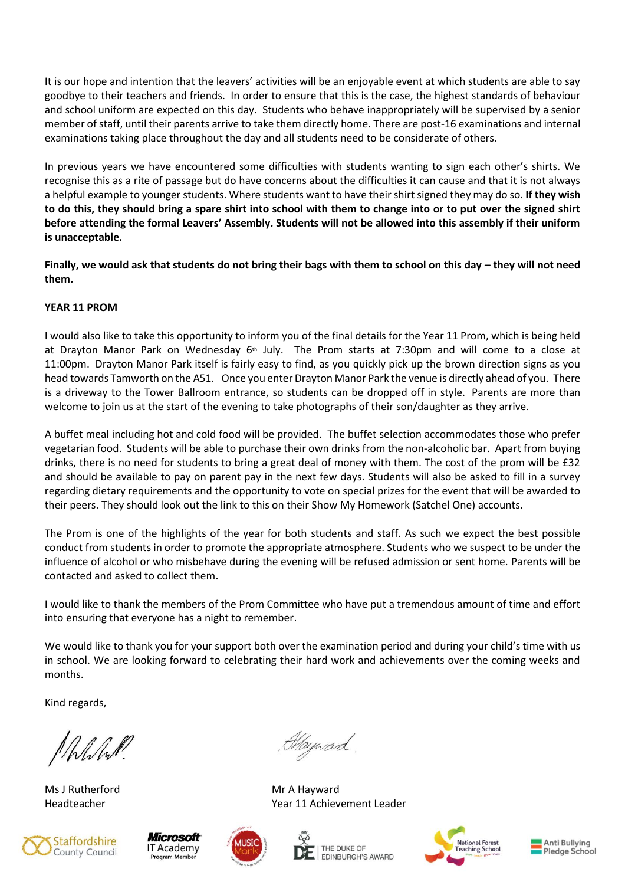It is our hope and intention that the leavers' activities will be an enjoyable event at which students are able to say goodbye to their teachers and friends. In order to ensure that this is the case, the highest standards of behaviour and school uniform are expected on this day. Students who behave inappropriately will be supervised by a senior member of staff, until their parents arrive to take them directly home. There are post-16 examinations and internal examinations taking place throughout the day and all students need to be considerate of others.

In previous years we have encountered some difficulties with students wanting to sign each other's shirts. We recognise this as a rite of passage but do have concerns about the difficulties it can cause and that it is not always a helpful example to younger students. Where students want to have their shirt signed they may do so. **If they wish to do this, they should bring a spare shirt into school with them to change into or to put over the signed shirt before attending the formal Leavers' Assembly. Students will not be allowed into this assembly if their uniform is unacceptable.**

**Finally, we would ask that students do not bring their bags with them to school on this day – they will not need them.**

**YEAR 11 PROM**

I would also like to take this opportunity to inform you of the final details for the Year 11 Prom, which is being held at Drayton Manor Park on Wednesday 6th July. The Prom starts at 7:30pm and will come to a close at 11:00pm. Drayton Manor Park itself is fairly easy to find, as you quickly pick up the brown direction signs as you head towards Tamworth on the A51. Once you enter Drayton Manor Park the venue is directly ahead of you. There is a driveway to the Tower Ballroom entrance, so students can be dropped off in style. Parents are more than welcome to join us at the start of the evening to take photographs of their son/daughter as they arrive.

A buffet meal including hot and cold food will be provided. The buffet selection accommodates those who prefer vegetarian food. Students will be able to purchase their own drinks from the non-alcoholic bar. Apart from buying drinks, there is no need for students to bring a great deal of money with them. The cost of the prom will be £32 and should be available to pay on parent pay in the next few days. Students will also be asked to fill in a survey regarding dietary requirements and the opportunity to vote on special prizes for the event that will be awarded to their peers. They should look out the link to this on their Show My Homework (Satchel One) accounts.

The Prom is one of the highlights of the year for both students and staff. As such we expect the best possible conduct from students in order to promote the appropriate atmosphere. Students who we suspect to be under the influence of alcohol or who misbehave during the evening will be refused admission or sent home. Parents will be contacted and asked to collect them.

I would like to thank the members of the Prom Committee who have put a tremendous amount of time and effort into ensuring that everyone has a night to remember.

We would like to thank you for your support both over the examination period and during your child's time with us in school. We are looking forward to celebrating their hard work and achievements over the coming weeks and months.

Kind regards,

Ms J Rutherford
Headteacher

Mr A Hayward
Year 11 Achievement Leader

Staffordshire County Council | Microsoft IT Academy Program Member | Music Mark | The Duke of Edinburgh's Award | National Forest Teaching School | Anti Bullying Pledge School